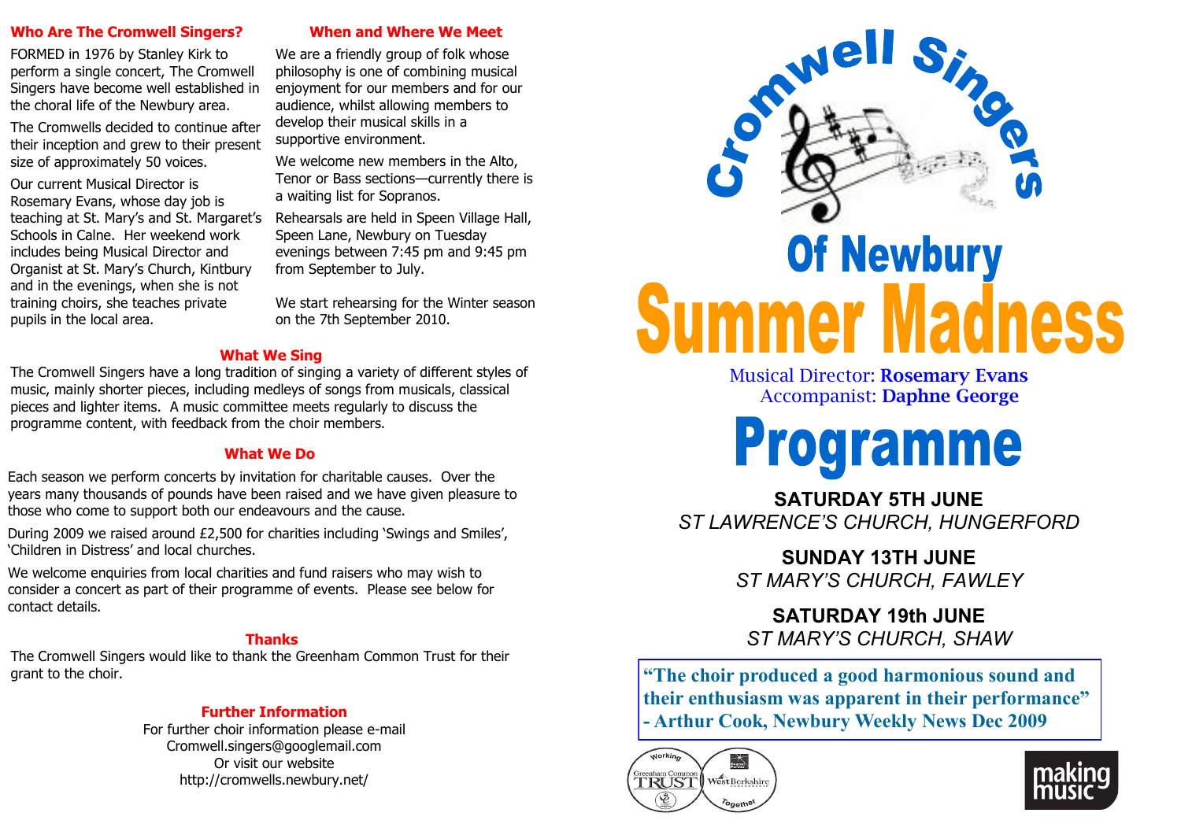## Who Are The Cromwell Singers?

FORMED in 1976 by Stanley Kirk to perform a single concert, The Cromwell Singers have become well established in the choral life of the Newbury area.

The Cromwells decided to continue after their inception and grew to their present size of approximately 50 voices.

Our current Musical Director is Rosemary Evans, whose day job is teaching at St. Mary's and St. Margaret's Schools in Calne. Her weekend work includes being Musical Director and Organist at St. Mary's Church, Kintbury and in the evenings, when she is not training choirs, she teaches private pupils in the local area.

## When and Where We Meet

We are a friendly group of folk whose philosophy is one of combining musical enjoyment for our members and for our audience, whilst allowing members to develop their musical skills in a supportive environment.

We welcome new members in the Alto, Tenor or Bass sections—currently there is a waiting list for Sopranos.

Rehearsals are held in Speen Village Hall, Speen Lane, Newbury on Tuesday evenings between 7:45 pm and 9:45 pm from September to July.

We start rehearsing for the Winter season on the 7th September 2010.

## What We Sing

The Cromwell Singers have a long tradition of singing a variety of different styles of music, mainly shorter pieces, including medleys of songs from musicals, classical pieces and lighter items. A music committee meets regularly to discuss the programme content, with feedback from the choir members.

## What We Do

Each season we perform concerts by invitation for charitable causes. Over the years many thousands of pounds have been raised and we have given pleasure to those who come to support both our endeavours and the cause.

During 2009 we raised around £2,500 for charities including 'Swings and Smiles', 'Children in Distress' and local churches.

We welcome enquiries from local charities and fund raisers who may wish to consider a concert as part of their programme of events. Please see below for contact details.

## Thanks

The Cromwell Singers would like to thank the Greenham Common Trust for their grant to the choir.

## Further Information

For further choir information please e-mail
Cromwell.singers@googlemail.com
Or visit our website
http://cromwells.newbury.net/

# Cromwell Singers Of Newbury

# Summer Madness

Musical Director: **Rosemary Evans**
Accompanist: **Daphne George**

# Programme

**SATURDAY 5TH JUNE**
*ST LAWRENCE'S CHURCH, HUNGERFORD*

**SUNDAY 13TH JUNE**
*ST MARY'S CHURCH, FAWLEY*

**SATURDAY 19th JUNE**
*ST MARY'S CHURCH, SHAW*

> **"The choir produced a good harmonious sound and their enthusiasm was apparent in their performance" - Arthur Cook, Newbury Weekly News Dec 2009**

Working Together — Greenham Common Trust — West Berkshire

making music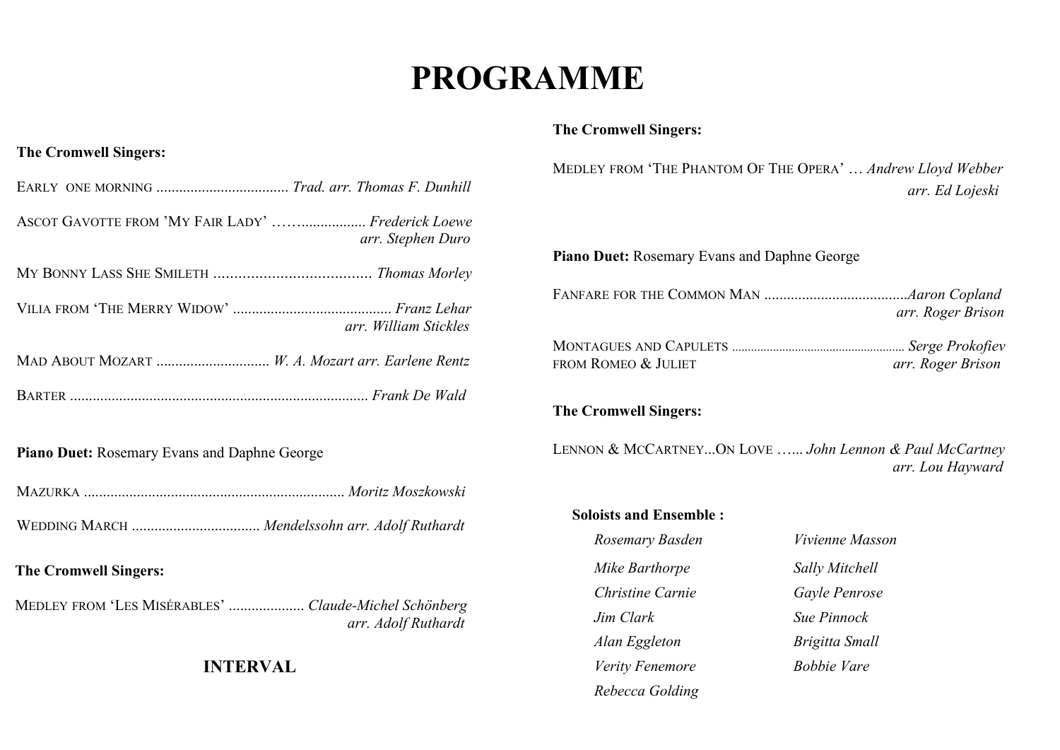# PROGRAMME

**The Cromwell Singers:**

EARLY ONE MORNING .................................. *Trad. arr. Thomas F. Dunhill*

ASCOT GAVOTTE FROM 'MY FAIR LADY' ……................ *Frederick Loewe arr. Stephen Duro*

MY BONNY LASS SHE SMILETH ...................................... *Thomas Morley*

VILIA FROM 'THE MERRY WIDOW' ......................................... *Franz Lehar arr. William Stickles*

MAD ABOUT MOZART ............................. *W. A. Mozart arr. Earlene Rentz*

BARTER .............................................................................. *Frank De Wald*

**Piano Duet:** Rosemary Evans and Daphne George

MAZURKA .................................................................... *Moritz Moszkowski*

WEDDING MARCH ................................. *Mendelssohn arr. Adolf Ruthardt*

**The Cromwell Singers:**

MEDLEY FROM 'LES MISÉRABLES' ................... *Claude-Michel Schönberg arr. Adolf Ruthardt*

## INTERVAL

**The Cromwell Singers:**

MEDLEY FROM 'THE PHANTOM OF THE OPERA' … *Andrew Lloyd Webber arr. Ed Lojeski*

**Piano Duet:** Rosemary Evans and Daphne George

FANFARE FOR THE COMMON MAN .....................................*Aaron Copland arr. Roger Brison*

MONTAGUES AND CAPULETS FROM ROMEO & JULIET ...................................................... *Serge Prokofiev arr. Roger Brison*

**The Cromwell Singers:**

LENNON & MCCARTNEY...ON LOVE …... *John Lennon & Paul McCartney arr. Lou Hayward*

**Soloists and Ensemble :**

*Rosemary Basden*
*Mike Barthorpe*
*Christine Carnie*
*Jim Clark*
*Alan Eggleton*
*Verity Fenemore*
*Rebecca Golding*
*Vivienne Masson*
*Sally Mitchell*
*Gayle Penrose*
*Sue Pinnock*
*Brigitta Small*
*Bobbie Vare*